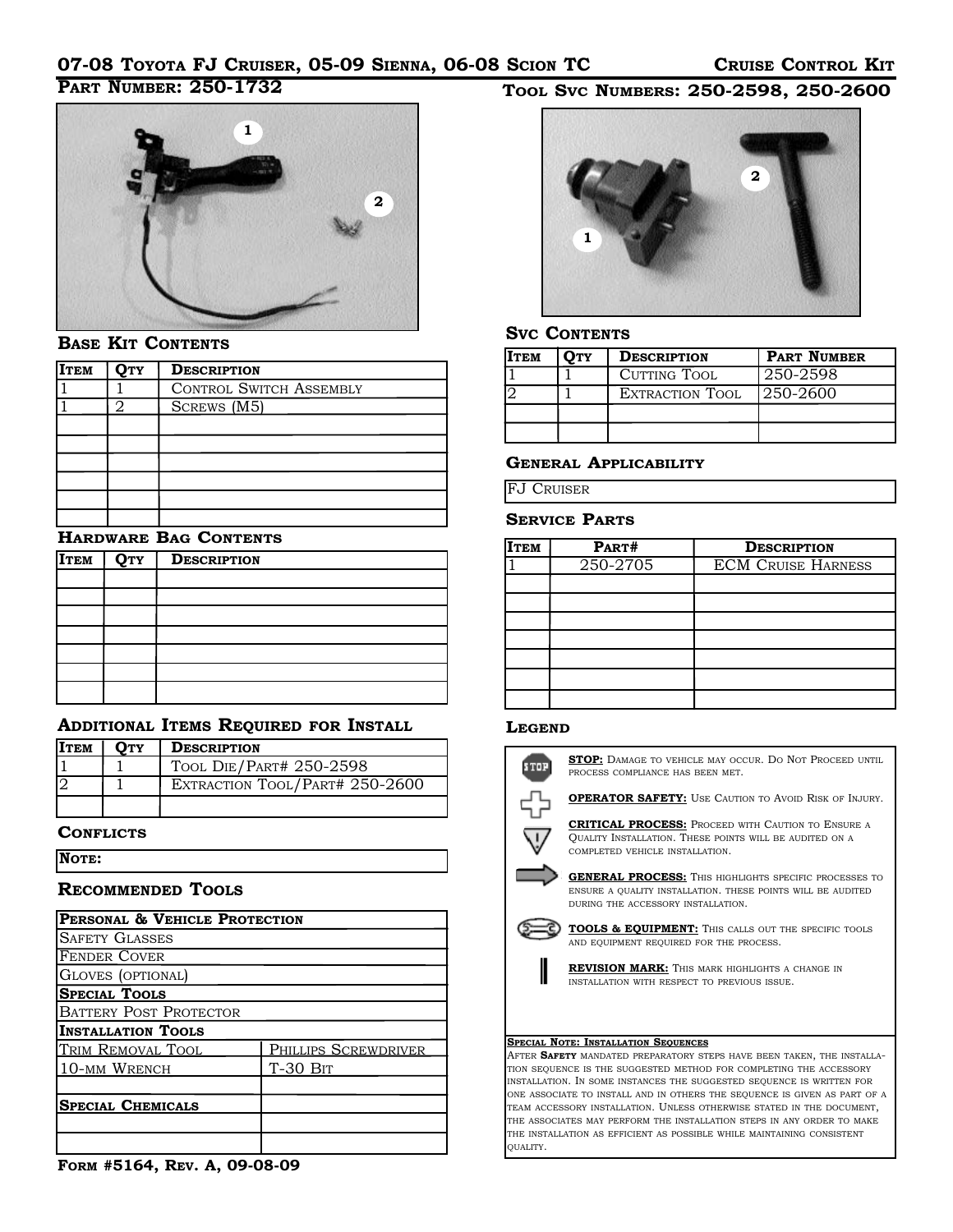# 07-08 Toyota FJ Cruiser, 05-09 Sienna, 06-08 Scion TC — Cruise Control Kit

**Part Number: 250-1732**

**Tool Svc Numbers: 250-2598, 250-2600**

## Base Kit Contents

| Item | Qty | Description |
|---|---|---|
| 1 | 1 | Control Switch Assembly |
| 1 | 2 | Screws (M5) |
| | | |
| | | |
| | | |
| | | |
| | | |
| | | |

## Hardware Bag Contents

| Item | Qty | Description |
|---|---|---|
| | | |
| | | |
| | | |
| | | |
| | | |
| | | |
| | | |

## Additional Items Required for Install

| Item | Qty | Description |
|---|---|---|
| 1 | 1 | Tool Die/Part# 250-2598 |
| 2 | 1 | Extraction Tool/Part# 250-2600 |
| | | |

## Conflicts

| Note: |
|---|

## Recommended Tools

| Personal & Vehicle Protection | |
|---|---|
| Safety Glasses | |
| Fender Cover | |
| Gloves (optional) | |
| **Special Tools** | |
| Battery Post Protector | |
| **Installation Tools** | |
| Trim Removal Tool | Phillips Screwdriver |
| 10-mm Wrench | T-30 Bit |
| | |
| **Special Chemicals** | |
| | |
| | |

## Svc Contents

| Item | Qty | Description | Part Number |
|---|---|---|---|
| 1 | 1 | Cutting Tool | 250-2598 |
| 2 | 1 | Extraction Tool | 250-2600 |
| | | | |
| | | | |

## General Applicability

FJ Cruiser

## Service Parts

| Item | Part# | Description |
|---|---|---|
| 1 | 250-2705 | ECM Cruise Harness |
| | | |
| | | |
| | | |
| | | |
| | | |
| | | |
| | | |

## Legend

**STOP:** Damage to vehicle may occur. Do Not Proceed until process compliance has been met.

**OPERATOR SAFETY:** Use Caution to Avoid Risk of Injury.

**CRITICAL PROCESS:** Proceed with Caution to Ensure a Quality Installation. These points will be audited on a completed vehicle installation.

**GENERAL PROCESS:** This highlights specific processes to ensure a quality installation. these points will be audited during the accessory installation.

**TOOLS & EQUIPMENT:** This calls out the specific tools and equipment required for the process.

**REVISION MARK:** This mark highlights a change in installation with respect to previous issue.

**Special Note: Installation Sequences**

After **Safety** mandated preparatory steps have been taken, the installation sequence is the suggested method for completing the accessory installation. In some instances the suggested sequence is written for one associate to install and in others the sequence is given as part of a team accessory installation. Unless otherwise stated in the document, the associates may perform the installation steps in any order to make the installation as efficient as possible while maintaining consistent quality.

**Form #5164, Rev. A, 09-08-09**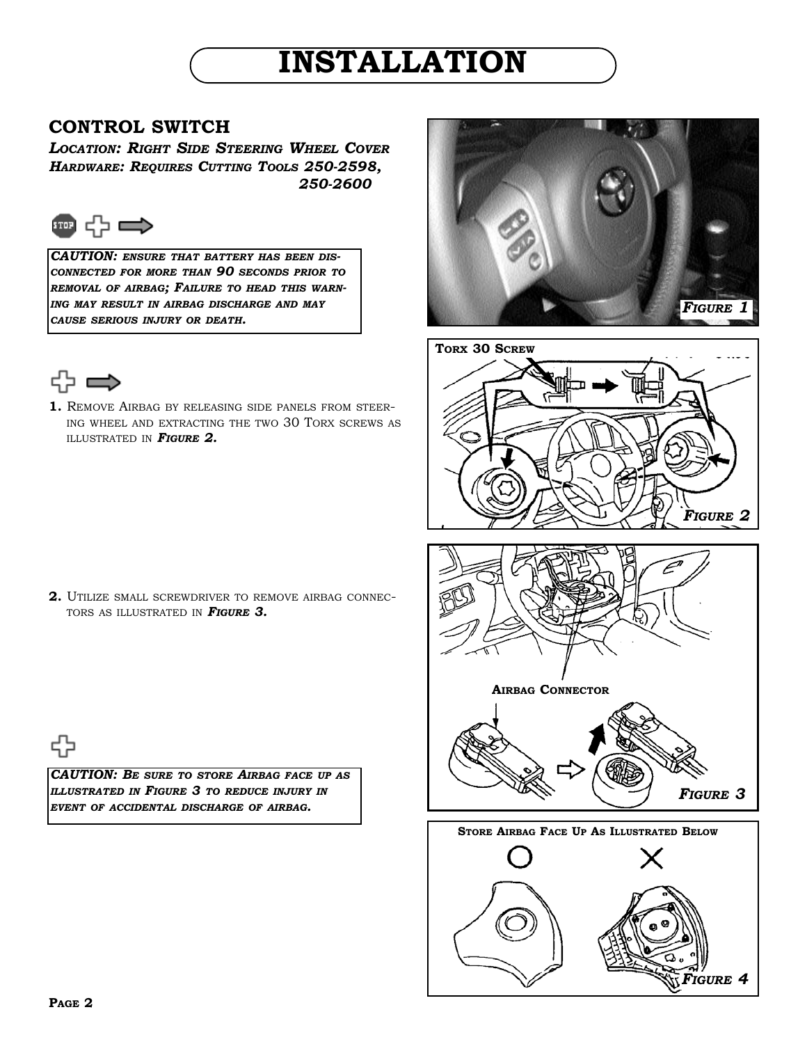# INSTALLATION

## CONTROL SWITCH

***Location: Right Side Steering Wheel Cover***
***Hardware: Requires Cutting Tools 250-2598, 250-2600***

> ***CAUTION:** ensure that battery has been disconnected for more than 90 seconds prior to removal of airbag; Failure to head this warning may result in airbag discharge and may cause serious injury or death.*

**1.** Remove Airbag by releasing side panels from steering wheel and extracting the two 30 Torx screws as illustrated in ***Figure 2.***

**2.** Utilize small screwdriver to remove airbag connectors as illustrated in ***Figure 3.***

> ***CAUTION:** Be sure to store Airbag face up as illustrated in Figure 3 to reduce injury in event of accidental discharge of airbag.*

***Figure 1***

**Torx 30 Screw**

***Figure 2***

**Airbag Connector**

***Figure 3***

**Store Airbag Face Up As Illustrated Below**

○ ✕

***Figure 4***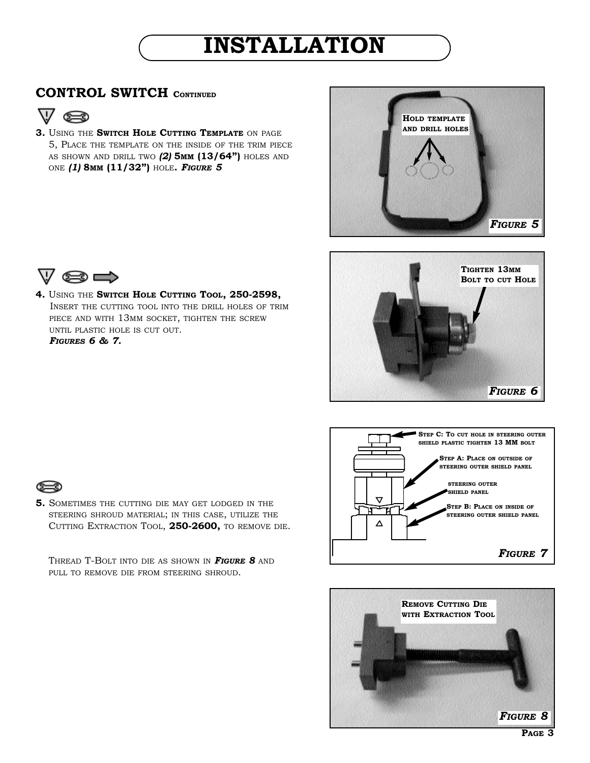# INSTALLATION

## CONTROL SWITCH CONTINUED

**3.** Using the **Switch Hole Cutting Template** on page 5, Place the template on the inside of the trim piece as shown and drill two ***(2)*** **5mm (13/64")** holes and one ***(1)*** **8mm (11/32")** hole**.** ***Figure 5***

Hold template and drill holes

***Figure 5***

**4.** Using the **Switch Hole Cutting Tool, 250-2598,** Insert the cutting tool into the drill holes of trim piece and with 13mm socket, tighten the screw until plastic hole is cut out. ***Figures 6 & 7.***

Tighten 13mm Bolt to cut Hole

***Figure 6***

Step C: To cut hole in steering outer shield plastic tighten 13 MM bolt

Step A: Place on outside of steering outer shield panel

steering outer shield panel

Step B: Place on inside of steering outer shield panel

***Figure 7***

**5.** Sometimes the cutting die may get lodged in the steering shroud material; in this case, utilize the Cutting Extraction Tool, **250-2600,** to remove die.

Thread T-Bolt into die as shown in ***Figure 8*** and pull to remove die from steering shroud.

Remove Cutting Die with Extraction Tool

***Figure 8***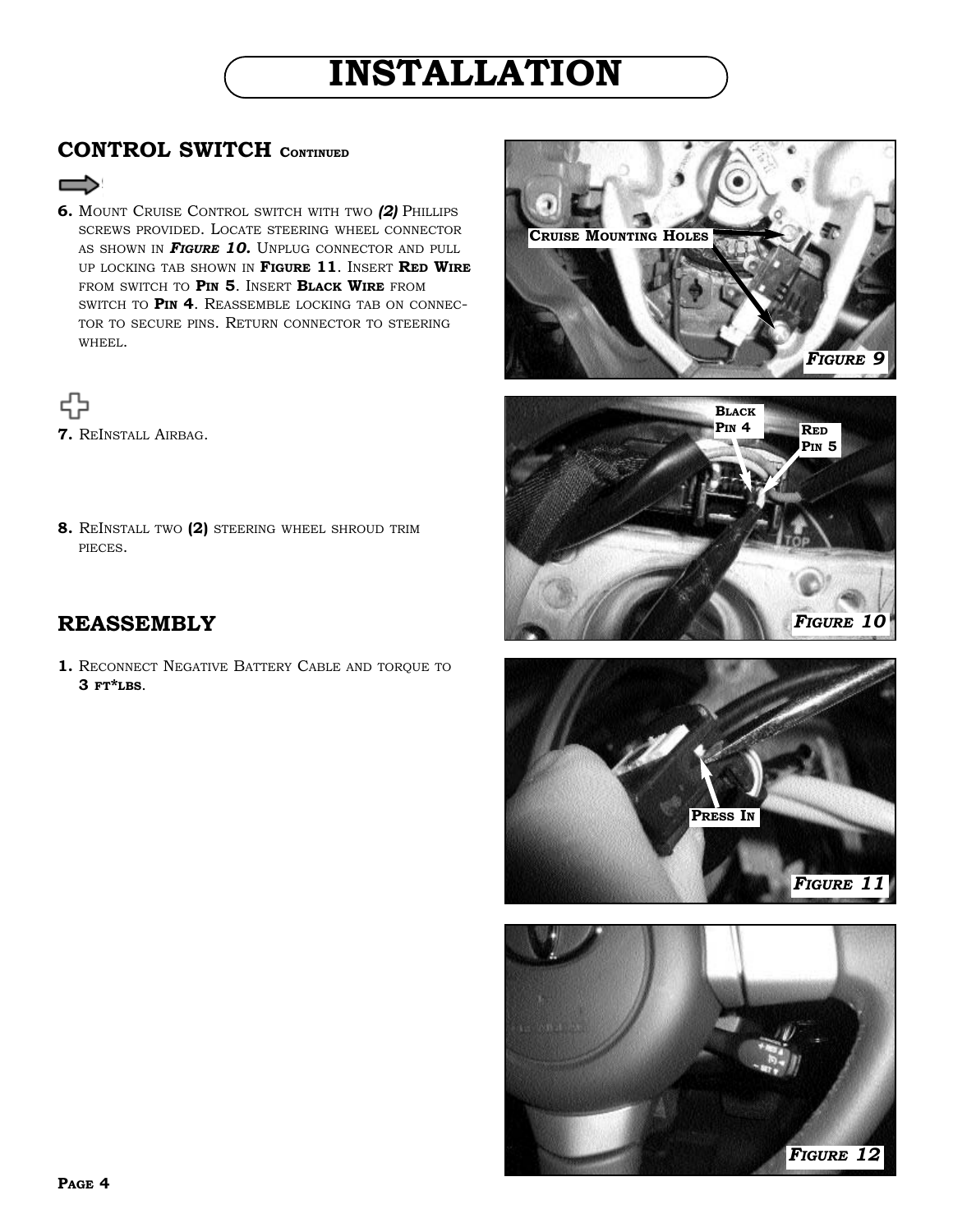# INSTALLATION

## CONTROL SWITCH CONTINUED

6. Mount Cruise Control switch with two *(2)* Phillips screws provided. Locate steering wheel connector as shown in ***Figure 10.*** Unplug connector and pull up locking tab shown in **Figure 11**. Insert **Red Wire** from switch to **Pin 5**. Insert **Black Wire** from switch to **Pin 4**. Reassemble locking tab on connector to secure pins. Return connector to steering wheel.

7. ReInstall Airbag.

8. ReInstall two **(2)** steering wheel shroud trim pieces.

## REASSEMBLY

1. Reconnect Negative Battery Cable and torque to **3 ft*lbs**.

Cruise Mounting Holes

***Figure 9***

Black Pin 4

Red Pin 5

***Figure 10***

Press In

***Figure 11***

***Figure 12***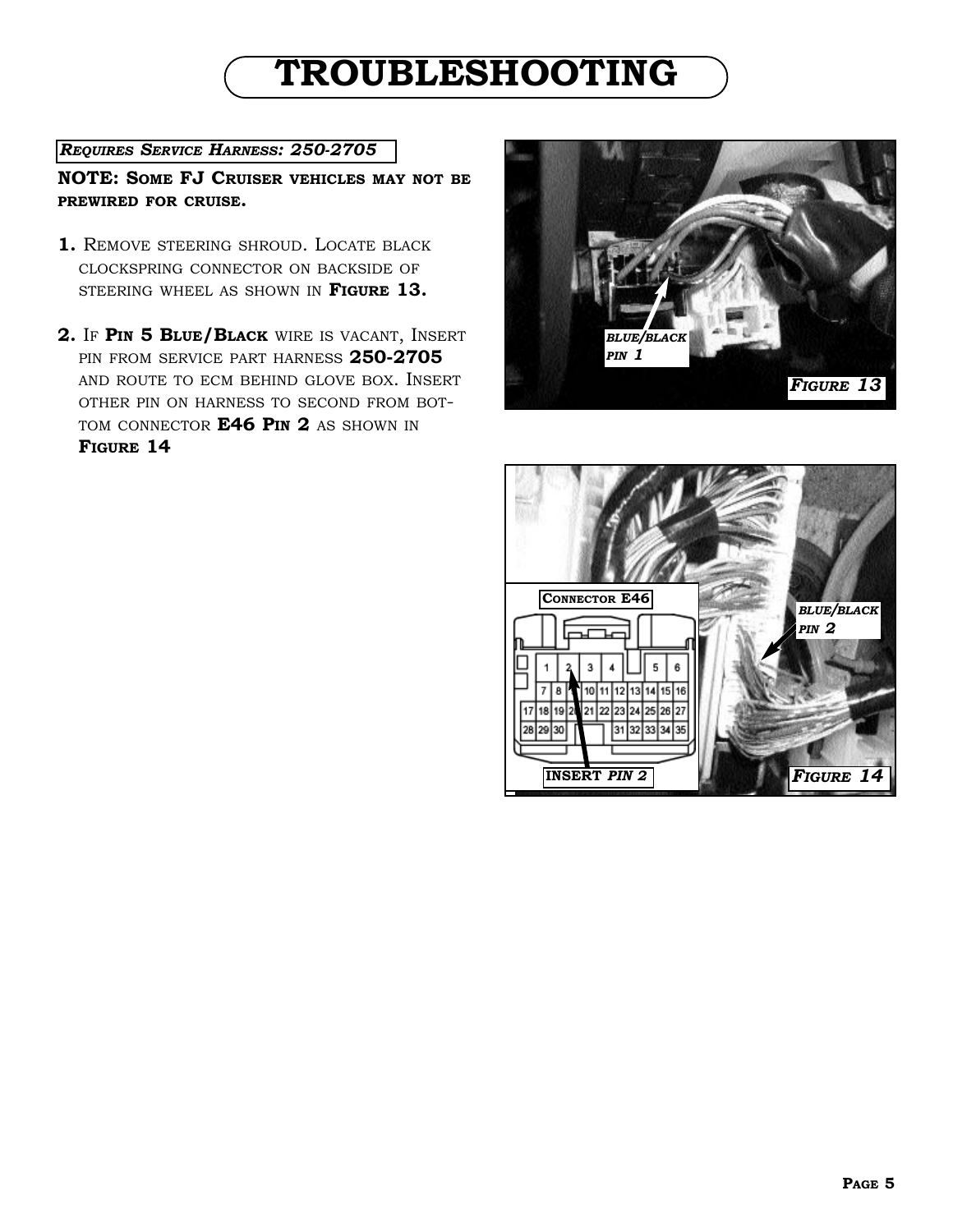# TROUBLESHOOTING

***Requires Service Harness: 250-2705***

**NOTE: Some FJ Cruiser vehicles may not be prewired for cruise.**

1. Remove steering shroud. Locate black clockspring connector on backside of steering wheel as shown in **Figure 13.**

2. If **Pin 5 Blue/Black** wire is vacant, Insert pin from service part harness **250-2705** and route to ecm behind glove box. Insert other pin on harness to second from bottom connector **E46 Pin 2** as shown in **Figure 14**

***blue/black pin 1***

***Figure 13***

**Connector E46**

***blue/black pin 2***

**INSERT *PIN 2***

***Figure 14***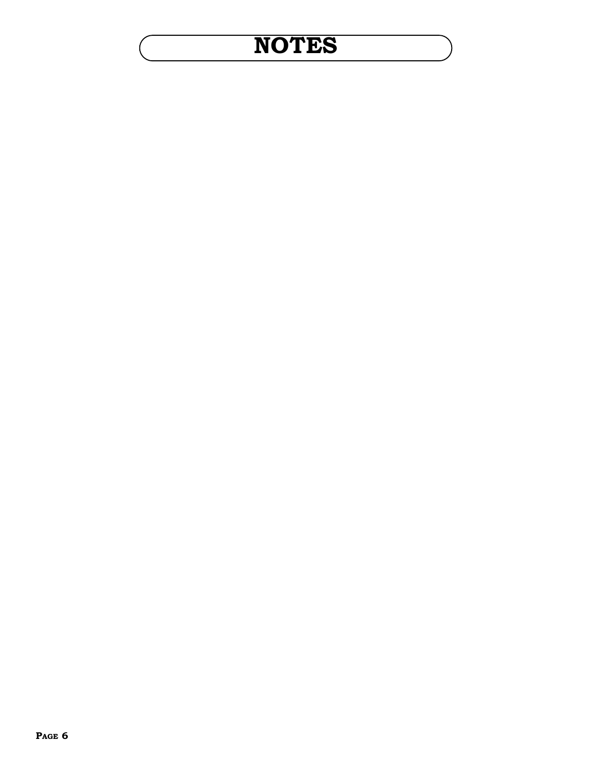# NOTES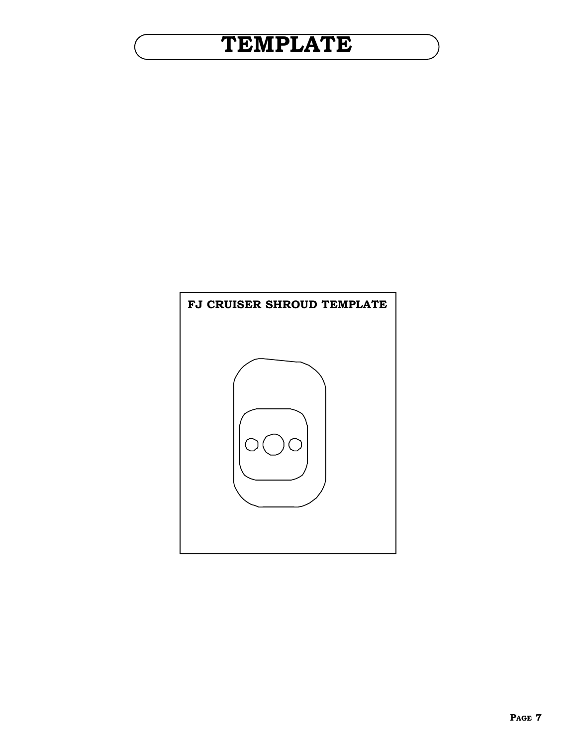# TEMPLATE

**FJ CRUISER SHROUD TEMPLATE**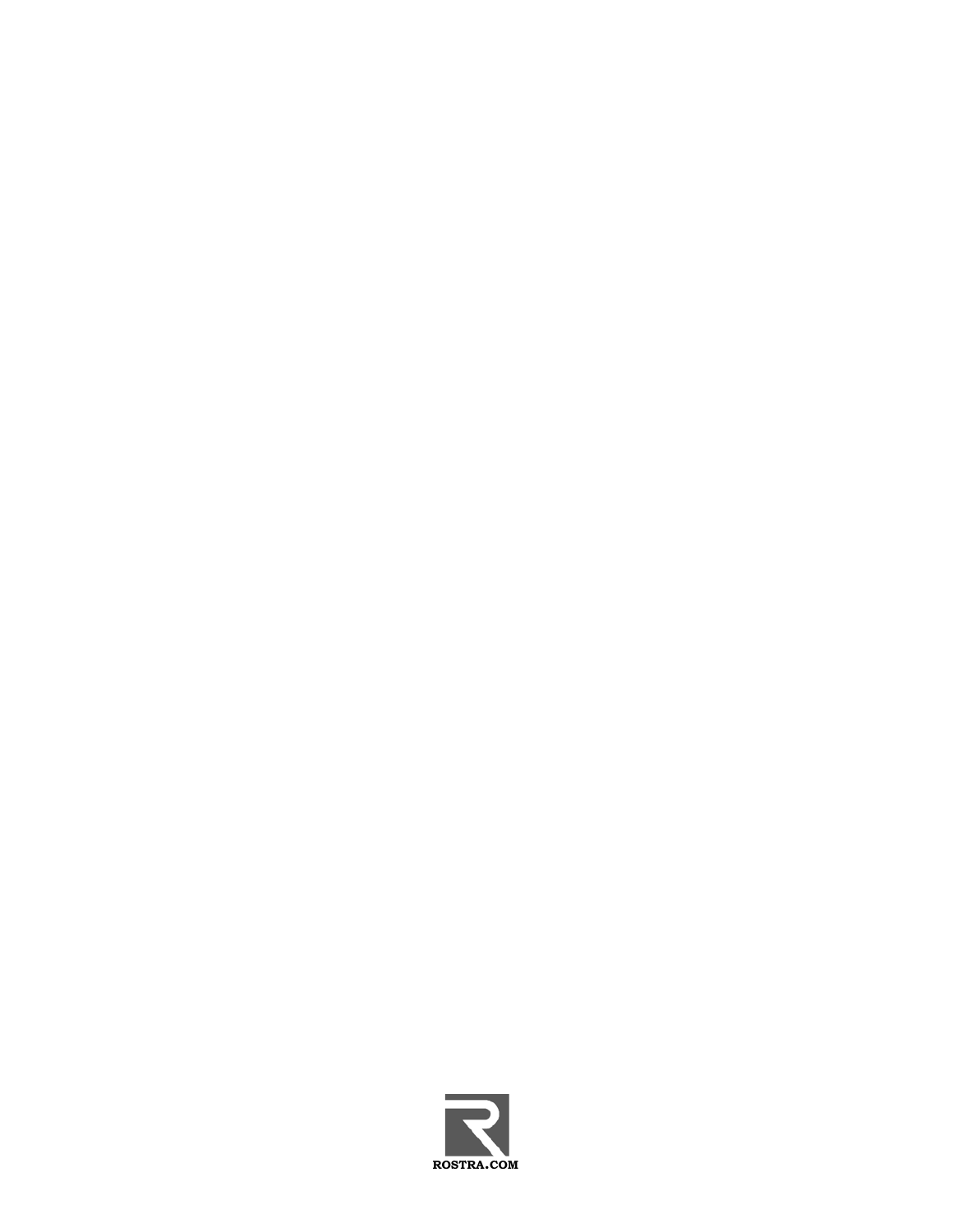ROSTRA.COM